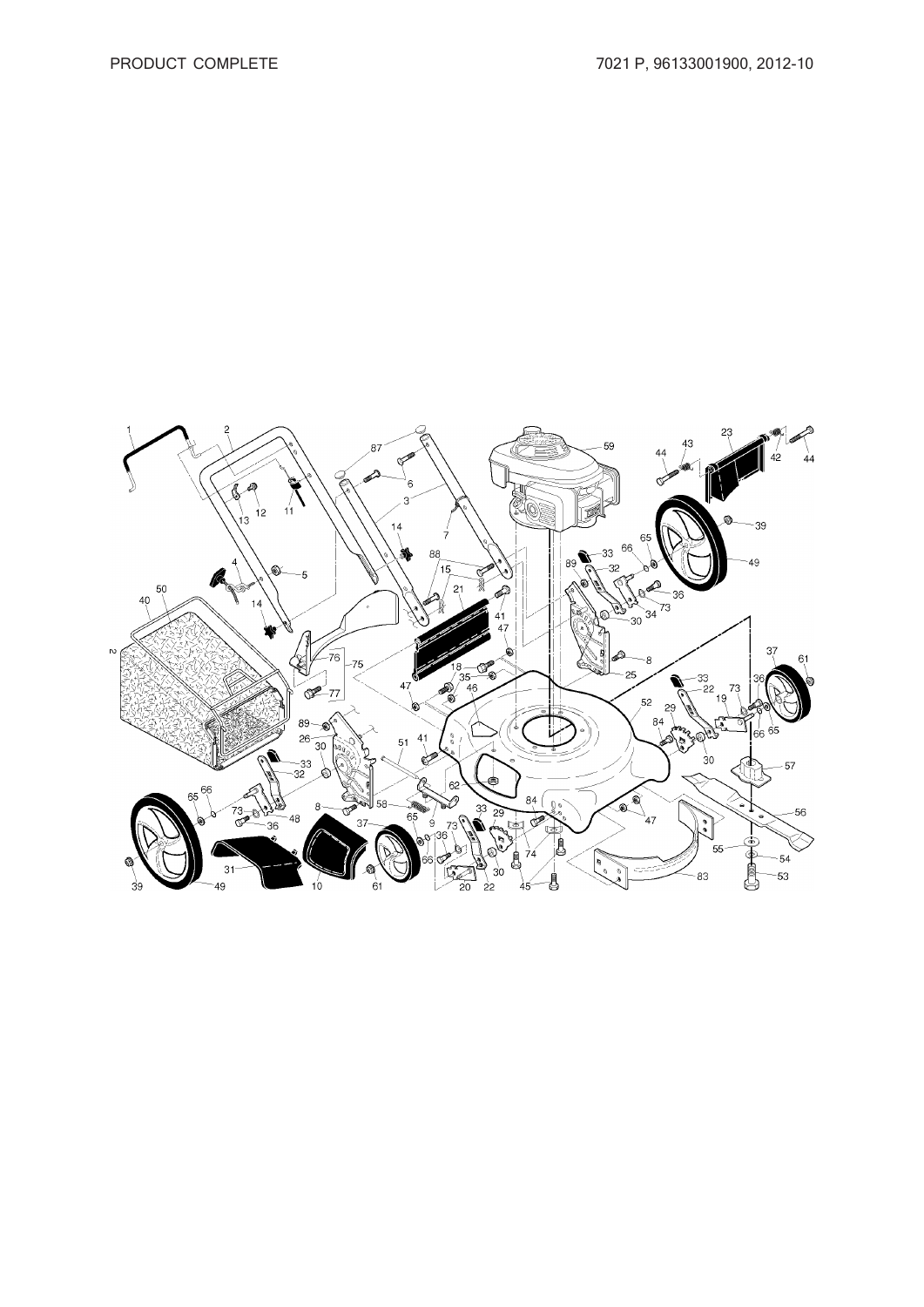PRODUCT COMPLETE

7021 P, 96133001900, 2012-10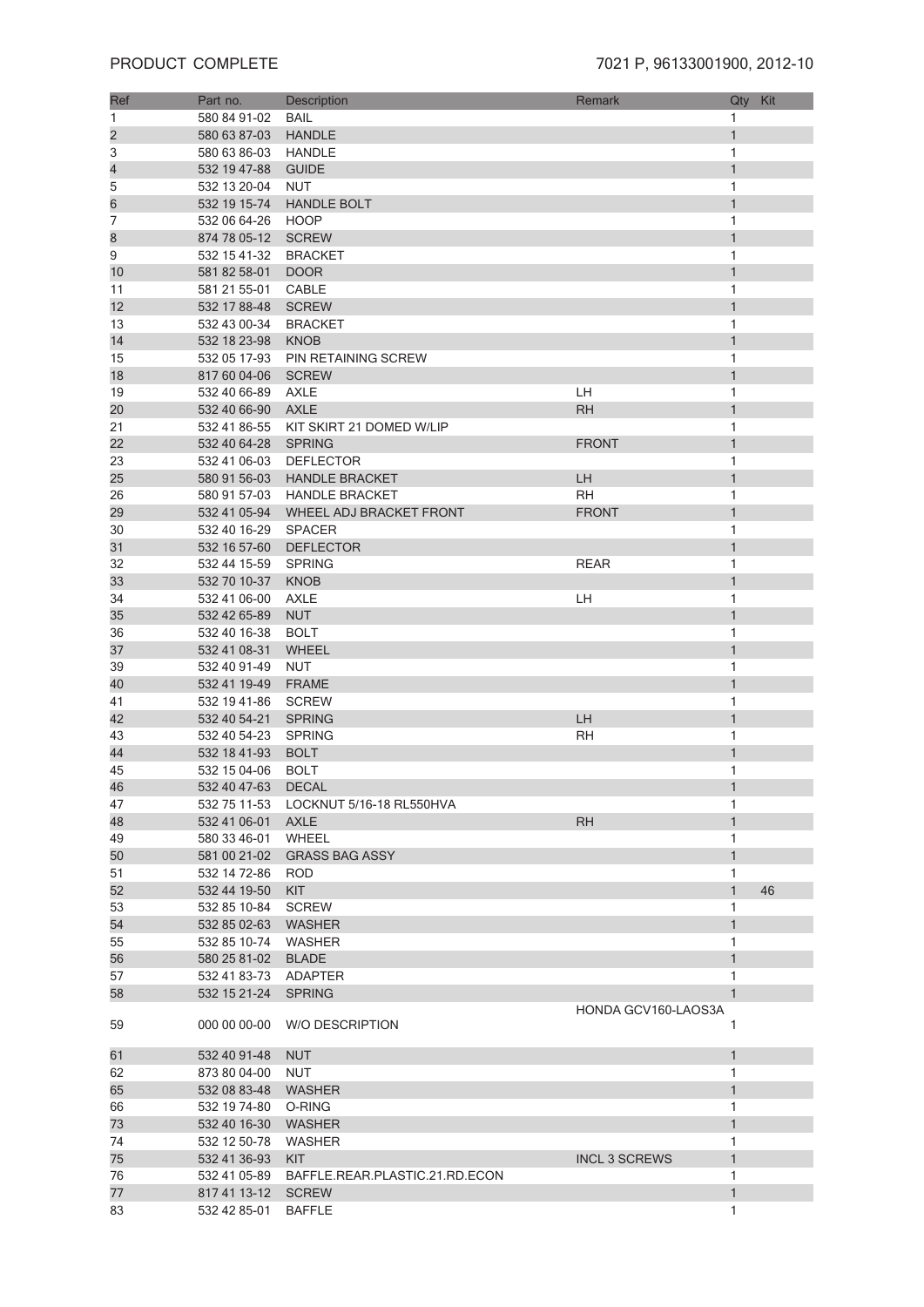PRODUCT COMPLETE

7021 P, 96133001900, 2012-10

| Ref | Part no. | Description | Remark | Qty | Kit |
|---|---|---|---|---|---|
| 1 | 580 84 91-02 | BAIL | | 1 | |
| 2 | 580 63 87-03 | HANDLE | | 1 | |
| 3 | 580 63 86-03 | HANDLE | | 1 | |
| 4 | 532 19 47-88 | GUIDE | | 1 | |
| 5 | 532 13 20-04 | NUT | | 1 | |
| 6 | 532 19 15-74 | HANDLE BOLT | | 1 | |
| 7 | 532 06 64-26 | HOOP | | 1 | |
| 8 | 874 78 05-12 | SCREW | | 1 | |
| 9 | 532 15 41-32 | BRACKET | | 1 | |
| 10 | 581 82 58-01 | DOOR | | 1 | |
| 11 | 581 21 55-01 | CABLE | | 1 | |
| 12 | 532 17 88-48 | SCREW | | 1 | |
| 13 | 532 43 00-34 | BRACKET | | 1 | |
| 14 | 532 18 23-98 | KNOB | | 1 | |
| 15 | 532 05 17-93 | PIN RETAINING SCREW | | 1 | |
| 18 | 817 60 04-06 | SCREW | | 1 | |
| 19 | 532 40 66-89 | AXLE | LH | 1 | |
| 20 | 532 40 66-90 | AXLE | RH | 1 | |
| 21 | 532 41 86-55 | KIT SKIRT 21 DOMED W/LIP | | 1 | |
| 22 | 532 40 64-28 | SPRING | FRONT | 1 | |
| 23 | 532 41 06-03 | DEFLECTOR | | 1 | |
| 25 | 580 91 56-03 | HANDLE BRACKET | LH | 1 | |
| 26 | 580 91 57-03 | HANDLE BRACKET | RH | 1 | |
| 29 | 532 41 05-94 | WHEEL ADJ BRACKET FRONT | FRONT | 1 | |
| 30 | 532 40 16-29 | SPACER | | 1 | |
| 31 | 532 16 57-60 | DEFLECTOR | | 1 | |
| 32 | 532 44 15-59 | SPRING | REAR | 1 | |
| 33 | 532 70 10-37 | KNOB | | 1 | |
| 34 | 532 41 06-00 | AXLE | LH | 1 | |
| 35 | 532 42 65-89 | NUT | | 1 | |
| 36 | 532 40 16-38 | BOLT | | 1 | |
| 37 | 532 41 08-31 | WHEEL | | 1 | |
| 39 | 532 40 91-49 | NUT | | 1 | |
| 40 | 532 41 19-49 | FRAME | | 1 | |
| 41 | 532 19 41-86 | SCREW | | 1 | |
| 42 | 532 40 54-21 | SPRING | LH | 1 | |
| 43 | 532 40 54-23 | SPRING | RH | 1 | |
| 44 | 532 18 41-93 | BOLT | | 1 | |
| 45 | 532 15 04-06 | BOLT | | 1 | |
| 46 | 532 40 47-63 | DECAL | | 1 | |
| 47 | 532 75 11-53 | LOCKNUT 5/16-18 RL550HVA | | 1 | |
| 48 | 532 41 06-01 | AXLE | RH | 1 | |
| 49 | 580 33 46-01 | WHEEL | | 1 | |
| 50 | 581 00 21-02 | GRASS BAG ASSY | | 1 | |
| 51 | 532 14 72-86 | ROD | | 1 | |
| 52 | 532 44 19-50 | KIT | | 1 | 46 |
| 53 | 532 85 10-84 | SCREW | | 1 | |
| 54 | 532 85 02-63 | WASHER | | 1 | |
| 55 | 532 85 10-74 | WASHER | | 1 | |
| 56 | 580 25 81-02 | BLADE | | 1 | |
| 57 | 532 41 83-73 | ADAPTER | | 1 | |
| 58 | 532 15 21-24 | SPRING | | 1 | |
| 59 | 000 00 00-00 | W/O DESCRIPTION | HONDA GCV160-LAOS3A | 1 | |
| 61 | 532 40 91-48 | NUT | | 1 | |
| 62 | 873 80 04-00 | NUT | | 1 | |
| 65 | 532 08 83-48 | WASHER | | 1 | |
| 66 | 532 19 74-80 | O-RING | | 1 | |
| 73 | 532 40 16-30 | WASHER | | 1 | |
| 74 | 532 12 50-78 | WASHER | | 1 | |
| 75 | 532 41 36-93 | KIT | INCL 3 SCREWS | 1 | |
| 76 | 532 41 05-89 | BAFFLE.REAR.PLASTIC.21.RD.ECON | | 1 | |
| 77 | 817 41 13-12 | SCREW | | 1 | |
| 83 | 532 42 85-01 | BAFFLE | | 1 | |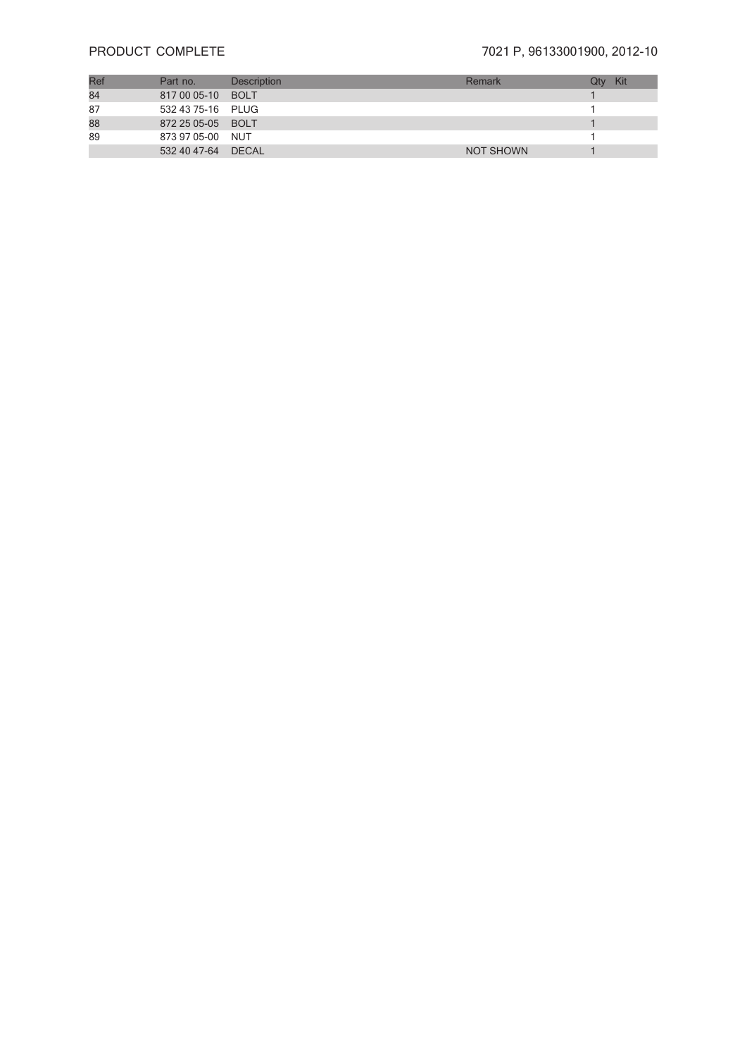| Ref | Part no. | Description | Remark | Qty | Kit |
|---|---|---|---|---|---|
| 84 | 817 00 05-10 | BOLT | | 1 | |
| 87 | 532 43 75-16 | PLUG | | 1 | |
| 88 | 872 25 05-05 | BOLT | | 1 | |
| 89 | 873 97 05-00 | NUT | | 1 | |
| | 532 40 47-64 | DECAL | NOT SHOWN | 1 | |